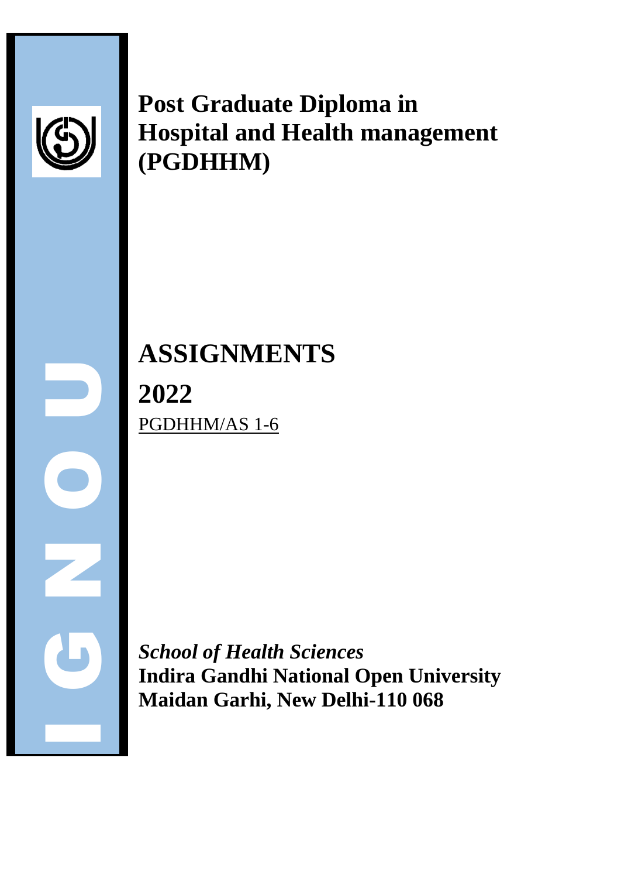# Post Graduate Diploma in Hospital and Health management (PGDHHM)

# ASSIGNMENTS

## 2022

PGDHHM/AS 1-6

***School of Health Sciences***
**Indira Gandhi National Open University**
**Maidan Garhi, New Delhi-110 068**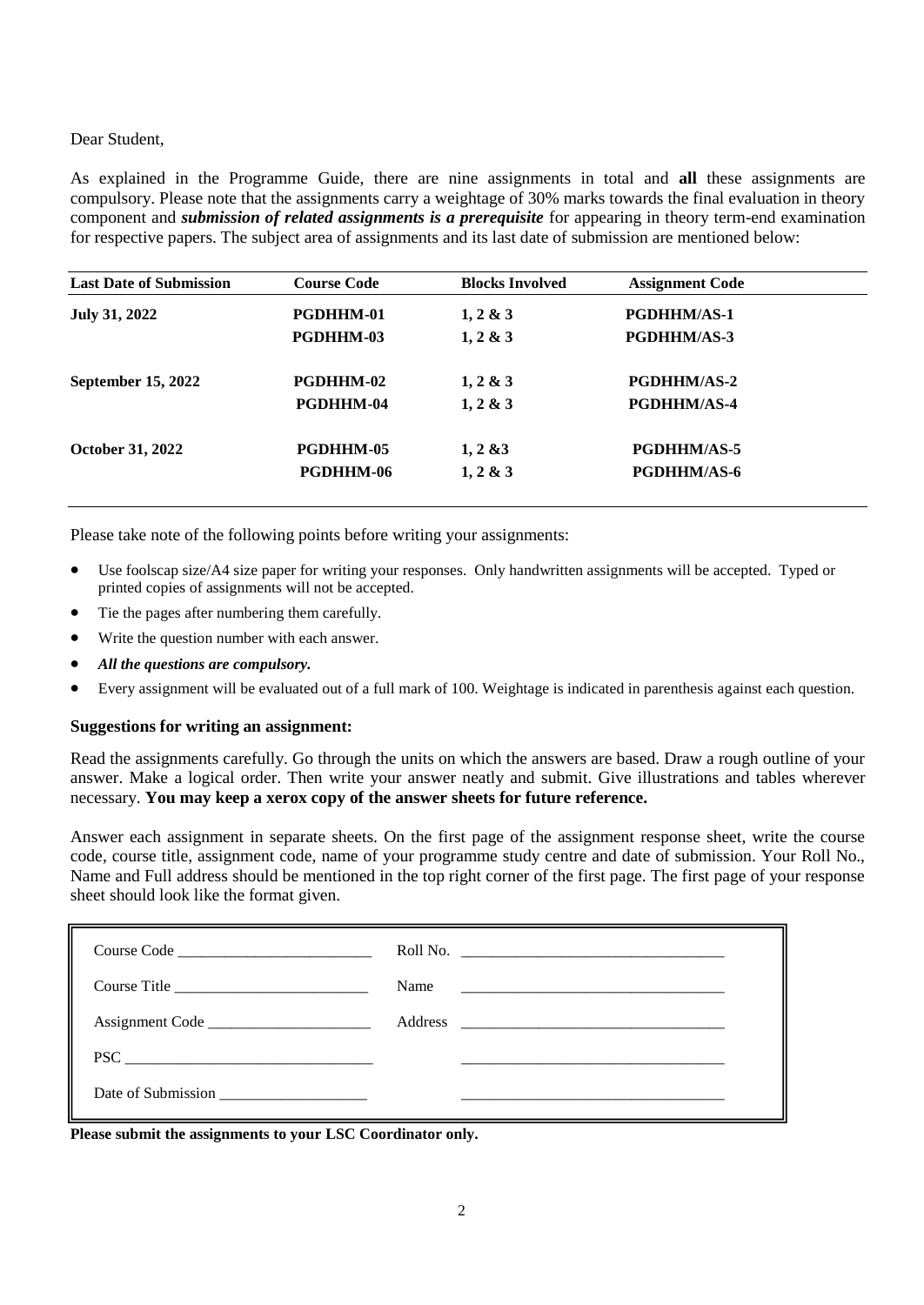Dear Student,

As explained in the Programme Guide, there are nine assignments in total and **all** these assignments are compulsory. Please note that the assignments carry a weightage of 30% marks towards the final evaluation in theory component and ***submission of related assignments is a prerequisite*** for appearing in theory term-end examination for respective papers. The subject area of assignments and its last date of submission are mentioned below:

| Last Date of Submission | Course Code | Blocks Involved | Assignment Code |
|---|---|---|---|
| **July 31, 2022** | **PGDHHM-01** | **1, 2 & 3** | **PGDHHM/AS-1** |
| | **PGDHHM-03** | **1, 2 & 3** | **PGDHHM/AS-3** |
| **September 15, 2022** | **PGDHHM-02** | **1, 2 & 3** | **PGDHHM/AS-2** |
| | **PGDHHM-04** | **1, 2 & 3** | **PGDHHM/AS-4** |
| **October 31, 2022** | **PGDHHM-05** | **1, 2 &3** | **PGDHHM/AS-5** |
| | **PGDHHM-06** | **1, 2 & 3** | **PGDHHM/AS-6** |

Please take note of the following points before writing your assignments:

- Use foolscap size/A4 size paper for writing your responses. Only handwritten assignments will be accepted. Typed or printed copies of assignments will not be accepted.
- Tie the pages after numbering them carefully.
- Write the question number with each answer.
- ***All the questions are compulsory.***
- Every assignment will be evaluated out of a full mark of 100. Weightage is indicated in parenthesis against each question.

**Suggestions for writing an assignment:**

Read the assignments carefully. Go through the units on which the answers are based. Draw a rough outline of your answer. Make a logical order. Then write your answer neatly and submit. Give illustrations and tables wherever necessary. **You may keep a xerox copy of the answer sheets for future reference.**

Answer each assignment in separate sheets. On the first page of the assignment response sheet, write the course code, course title, assignment code, name of your programme study centre and date of submission. Your Roll No., Name and Full address should be mentioned in the top right corner of the first page. The first page of your response sheet should look like the format given.

| | |
|---|---|
| Course Code ________________________ | Roll No. ________________________________ |
| Course Title ________________________ | Name ________________________________ |
| Assignment Code ____________________ | Address ________________________________ |
| PSC ________________________________ | ________________________________ |
| Date of Submission __________________ | ________________________________ |

**Please submit the assignments to your LSC Coordinator only.**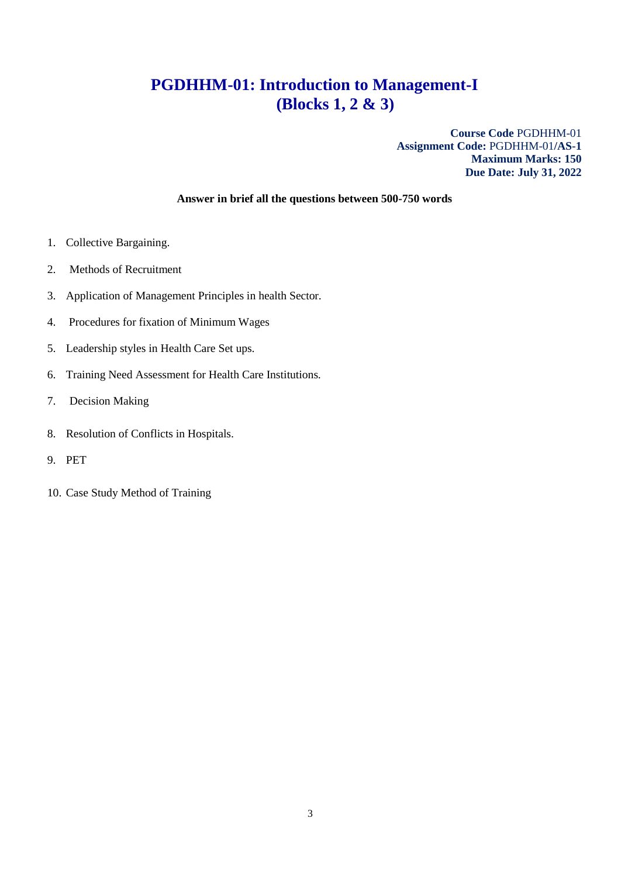# PGDHHM-01: Introduction to Management-I
# (Blocks 1, 2 & 3)

**Course Code** PGDHHM-01
**Assignment Code:** PGDHHM-01/**AS-1**
**Maximum Marks: 150**
**Due Date: July 31, 2022**

**Answer in brief all the questions between 500-750 words**

1. Collective Bargaining.
2. Methods of Recruitment
3. Application of Management Principles in health Sector.
4. Procedures for fixation of Minimum Wages
5. Leadership styles in Health Care Set ups.
6. Training Need Assessment for Health Care Institutions.
7. Decision Making
8. Resolution of Conflicts in Hospitals.
9. PET
10. Case Study Method of Training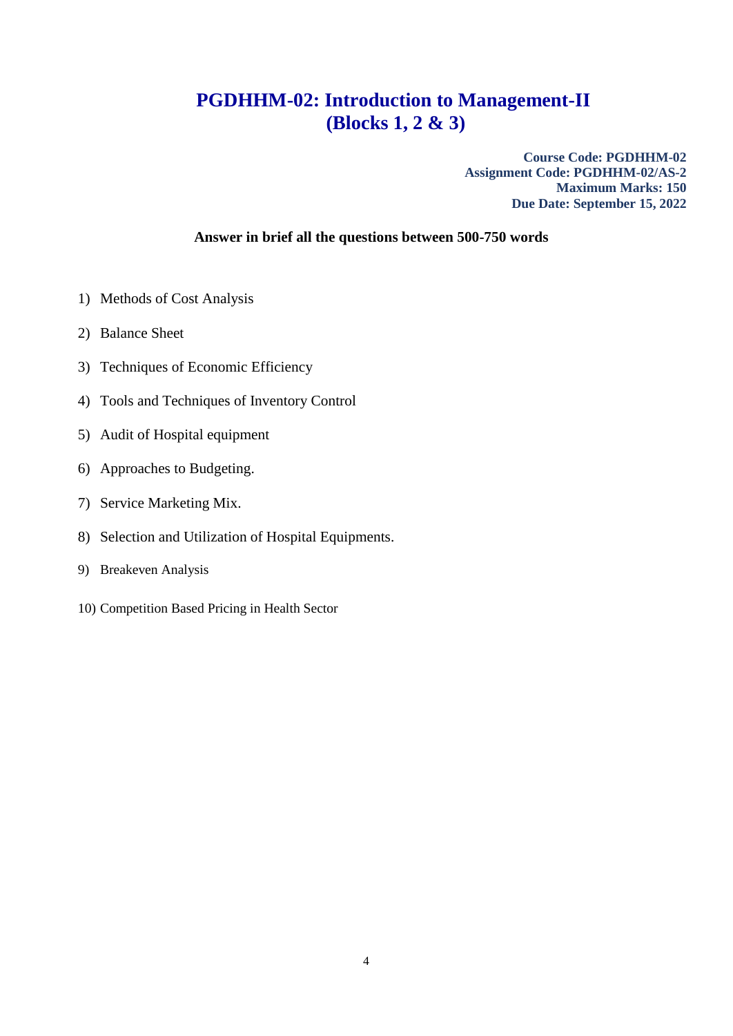# PGDHHM-02: Introduction to Management-II
# (Blocks 1, 2 & 3)

**Course Code: PGDHHM-02**
**Assignment Code: PGDHHM-02/AS-2**
**Maximum Marks: 150**
**Due Date: September 15, 2022**

**Answer in brief all the questions between 500-750 words**

1) Methods of Cost Analysis
2) Balance Sheet
3) Techniques of Economic Efficiency
4) Tools and Techniques of Inventory Control
5) Audit of Hospital equipment
6) Approaches to Budgeting.
7) Service Marketing Mix.
8) Selection and Utilization of Hospital Equipments.
9) Breakeven Analysis
10) Competition Based Pricing in Health Sector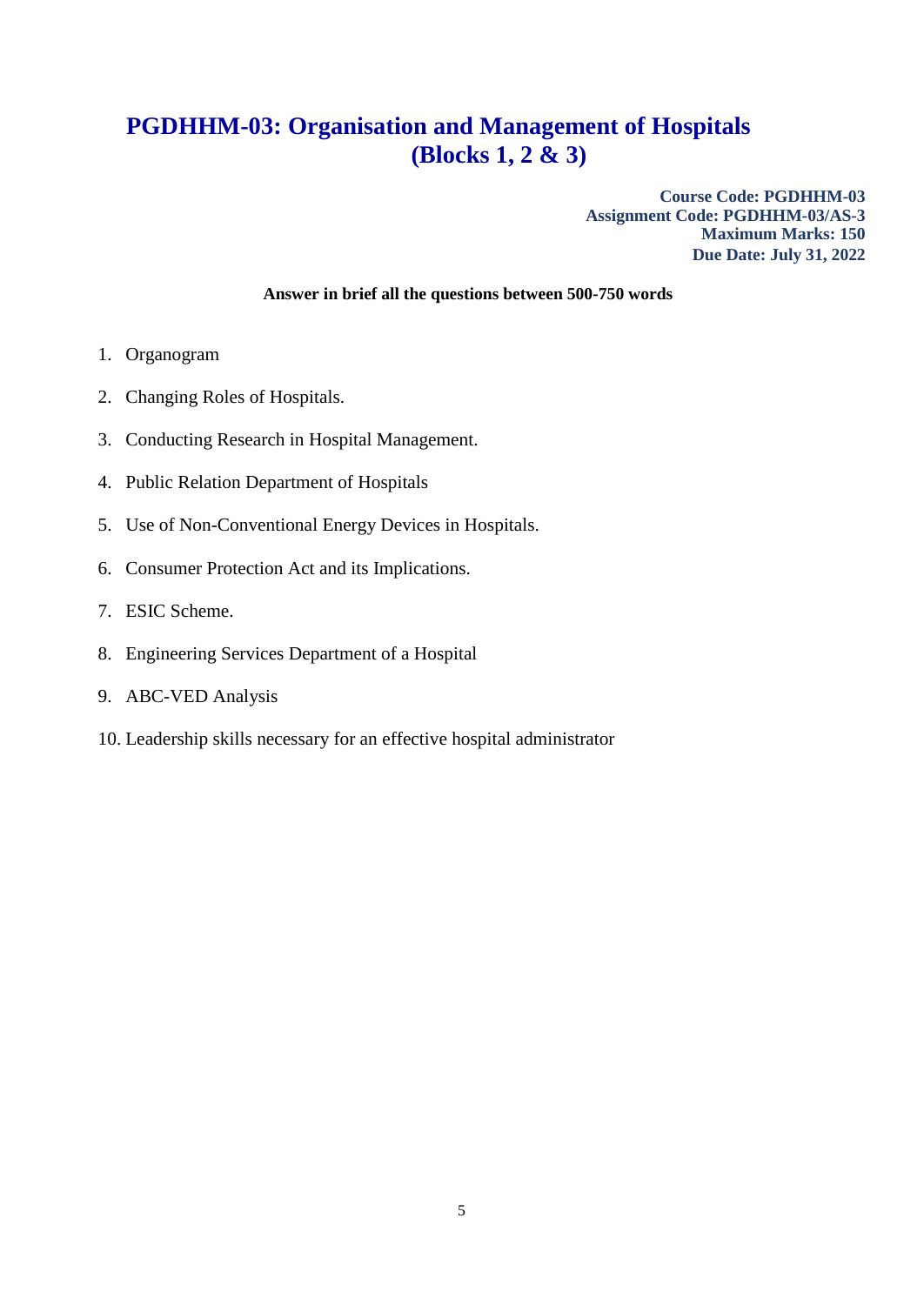# PGDHHM-03: Organisation and Management of Hospitals (Blocks 1, 2 & 3)

**Course Code: PGDHHM-03**
**Assignment Code: PGDHHM-03/AS-3**
**Maximum Marks: 150**
**Due Date: July 31, 2022**

**Answer in brief all the questions between 500-750 words**

1. Organogram
2. Changing Roles of Hospitals.
3. Conducting Research in Hospital Management.
4. Public Relation Department of Hospitals
5. Use of Non-Conventional Energy Devices in Hospitals.
6. Consumer Protection Act and its Implications.
7. ESIC Scheme.
8. Engineering Services Department of a Hospital
9. ABC-VED Analysis
10. Leadership skills necessary for an effective hospital administrator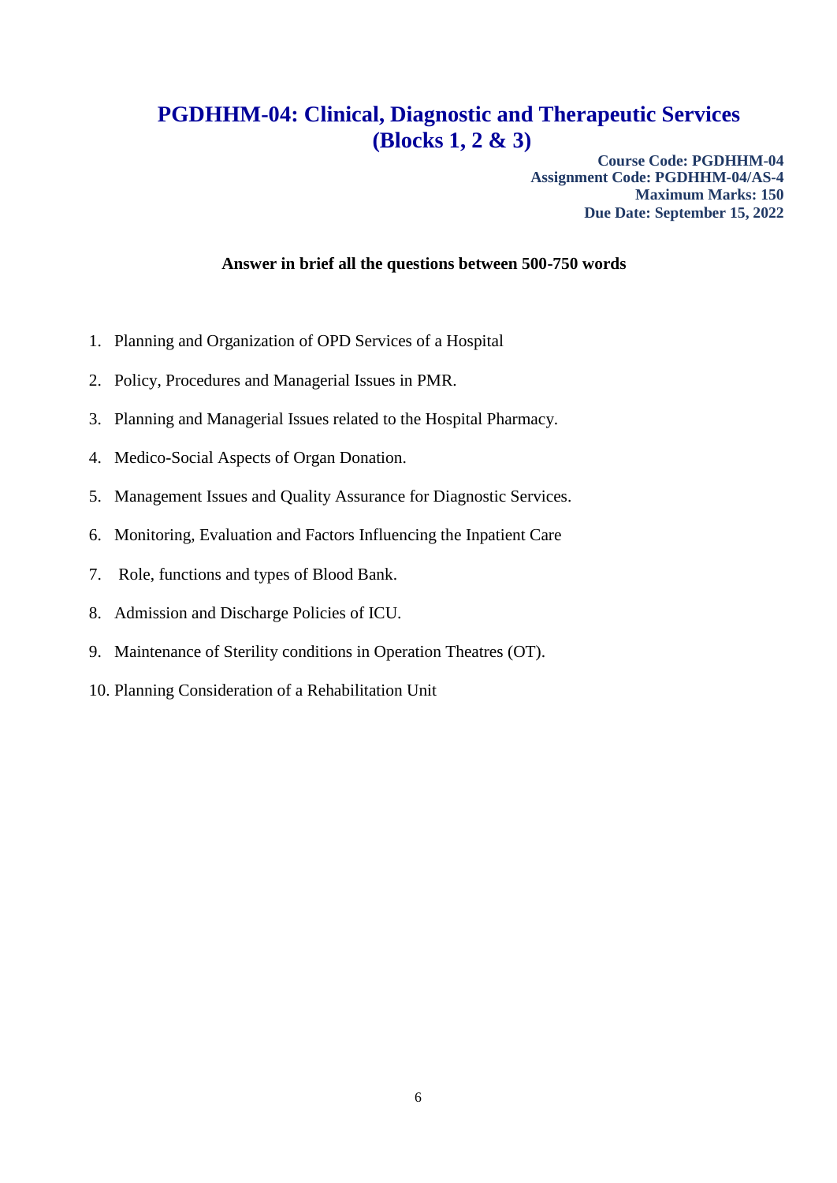# PGDHHM-04: Clinical, Diagnostic and Therapeutic Services (Blocks 1, 2 & 3)

**Course Code: PGDHHM-04**
**Assignment Code: PGDHHM-04/AS-4**
**Maximum Marks: 150**
**Due Date: September 15, 2022**

**Answer in brief all the questions between 500-750 words**

1. Planning and Organization of OPD Services of a Hospital
2. Policy, Procedures and Managerial Issues in PMR.
3. Planning and Managerial Issues related to the Hospital Pharmacy.
4. Medico-Social Aspects of Organ Donation.
5. Management Issues and Quality Assurance for Diagnostic Services.
6. Monitoring, Evaluation and Factors Influencing the Inpatient Care
7. Role, functions and types of Blood Bank.
8. Admission and Discharge Policies of ICU.
9. Maintenance of Sterility conditions in Operation Theatres (OT).
10. Planning Consideration of a Rehabilitation Unit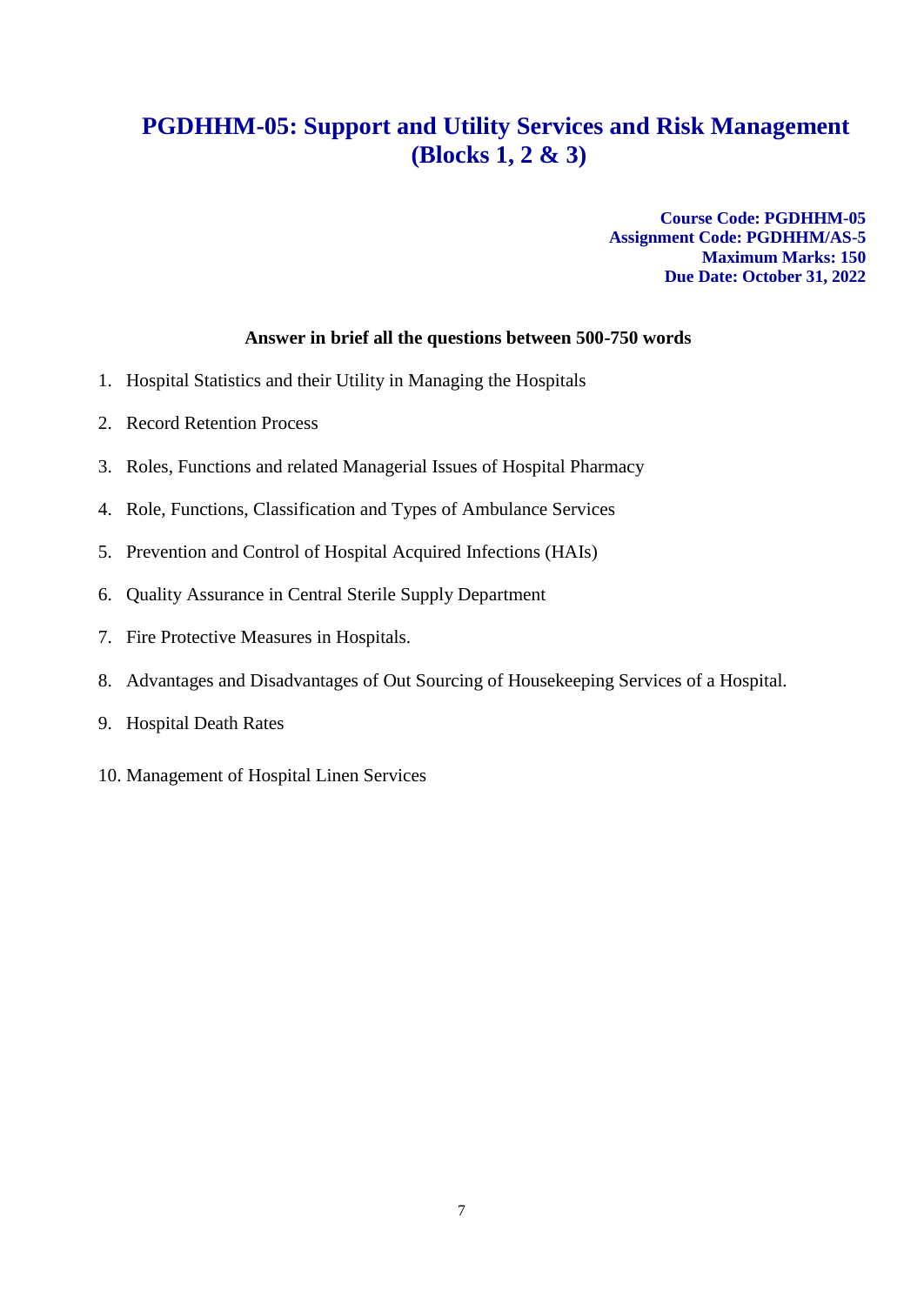# PGDHHM-05: Support and Utility Services and Risk Management (Blocks 1, 2 & 3)

**Course Code: PGDHHM-05**
**Assignment Code: PGDHHM/AS-5**
**Maximum Marks: 150**
**Due Date: October 31, 2022**

**Answer in brief all the questions between 500-750 words**

1. Hospital Statistics and their Utility in Managing the Hospitals
2. Record Retention Process
3. Roles, Functions and related Managerial Issues of Hospital Pharmacy
4. Role, Functions, Classification and Types of Ambulance Services
5. Prevention and Control of Hospital Acquired Infections (HAIs)
6. Quality Assurance in Central Sterile Supply Department
7. Fire Protective Measures in Hospitals.
8. Advantages and Disadvantages of Out Sourcing of Housekeeping Services of a Hospital.
9. Hospital Death Rates
10. Management of Hospital Linen Services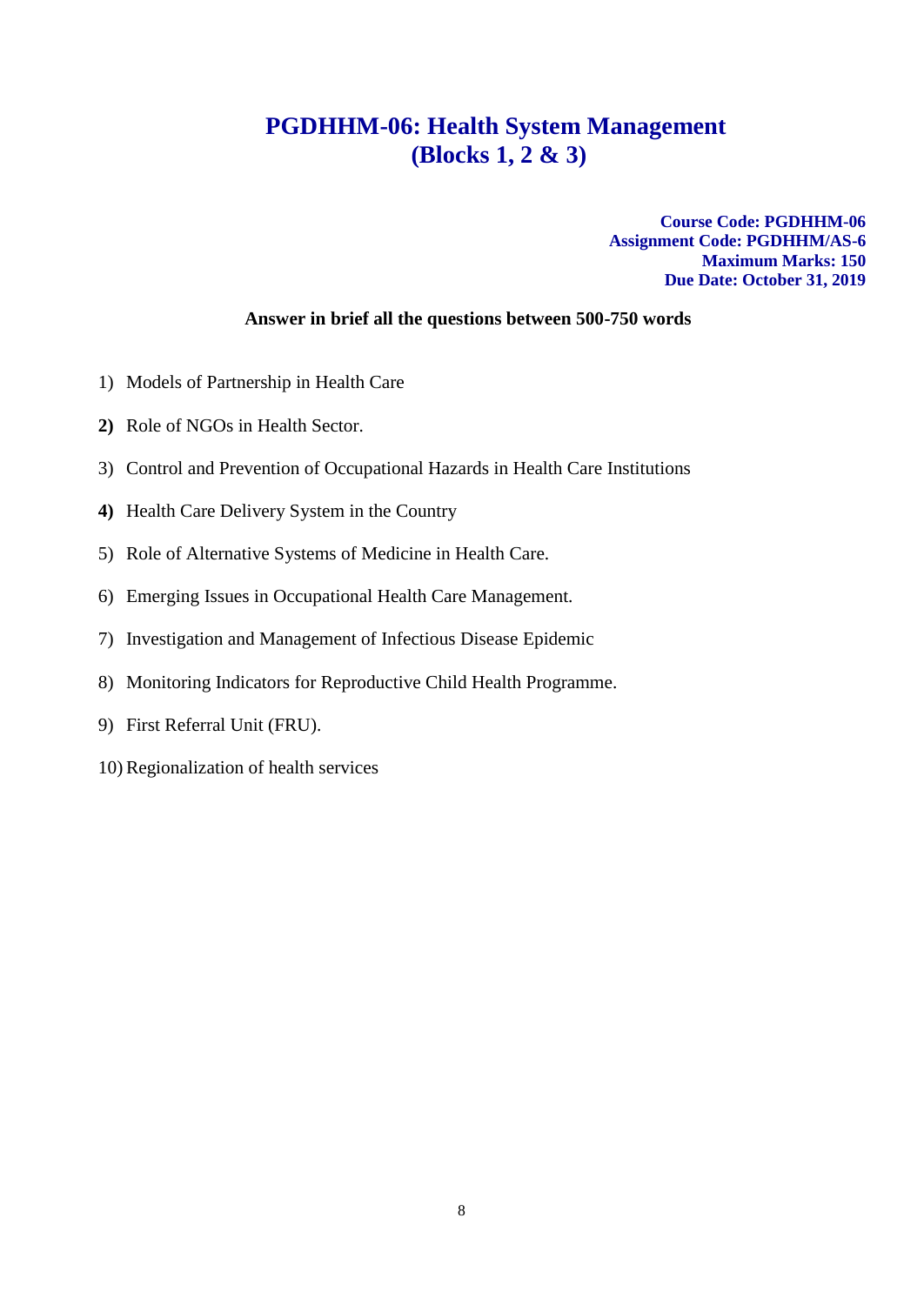# PGDHHM-06: Health System Management
# (Blocks 1, 2 & 3)

**Course Code: PGDHHM-06**
**Assignment Code: PGDHHM/AS-6**
**Maximum Marks: 150**
**Due Date: October 31, 2019**

**Answer in brief all the questions between 500-750 words**

1) Models of Partnership in Health Care
2) Role of NGOs in Health Sector.
3) Control and Prevention of Occupational Hazards in Health Care Institutions
4) Health Care Delivery System in the Country
5) Role of Alternative Systems of Medicine in Health Care.
6) Emerging Issues in Occupational Health Care Management.
7) Investigation and Management of Infectious Disease Epidemic
8) Monitoring Indicators for Reproductive Child Health Programme.
9) First Referral Unit (FRU).
10) Regionalization of health services